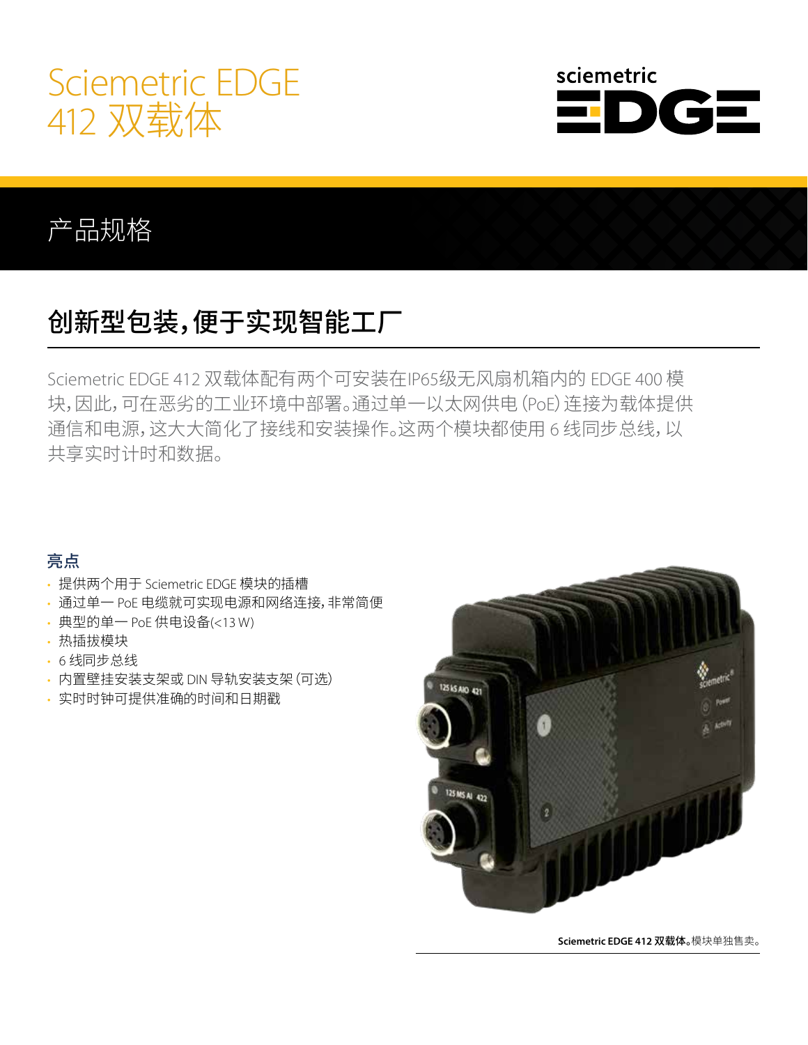# Sciemetric EDGE 412 双载体

## 产品规格

## 创新型包装，便于实现智能工厂

Sciemetric EDGE 412 双载体配有两个可安装在IP65级无风扇机箱内的 EDGE 400 模块，因此，可在恶劣的工业环境中部署。通过单一以太网供电 (PoE) 连接为载体提供通信和电源，这大大简化了接线和安装操作。这两个模块都使用 6 线同步总线，以共享实时计时和数据。

### 亮点

- 提供两个用于 Sciemetric EDGE 模块的插槽
- 通过单一 PoE 电缆就可实现电源和网络连接，非常简便
- 典型的单一 PoE 供电设备(<13 W)
- 热插拔模块
- 6 线同步总线
- 内置壁挂安装支架或 DIN 导轨安装支架（可选）
- 实时时钟可提供准确的时间和日期戳

**Sciemetric EDGE 412 双载体。**模块单独售卖。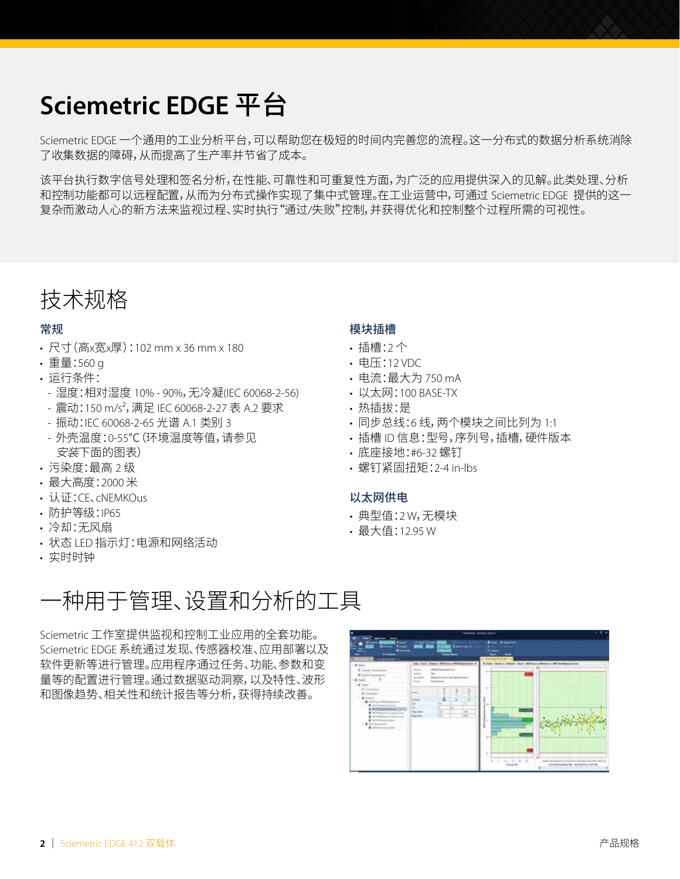# Sciemetric EDGE 平台

Sciemetric EDGE 一个通用的工业分析平台，可以帮助您在极短的时间内完善您的流程。这一分布式的数据分析系统消除了收集数据的障碍，从而提高了生产率并节省了成本。

该平台执行数字信号处理和签名分析，在性能、可靠性和可重复性方面，为广泛的应用提供深入的见解。此类处理、分析和控制功能都可以远程配置，从而为分布式操作实现了集中式管理。在工业运营中，可通过 Sciemetric EDGE 提供的这一复杂而激动人心的新方法来监视过程、实时执行"通过/失败"控制，并获得优化和控制整个过程所需的可视性。

## 技术规格

### 常规

- 尺寸（高x宽x厚）：102 mm x 36 mm x 180
- 重量：560 g
- 运行条件：
  - 湿度：相对湿度 10% - 90%，无冷凝(IEC 60068-2-56)
  - 震动：150 m/s²，满足 IEC 60068-2-27 表 A.2 要求
  - 振动：IEC 60068-2-65 光谱 A.1 类别 3
  - 外壳温度：0-55°C（环境温度等值，请参见安装下面的图表）
- 污染度：最高 2 级
- 最大高度：2000 米
- 认证：CE、cNEMKOus
- 防护等级：IP65
- 冷却：无风扇
- 状态 LED 指示灯：电源和网络活动
- 实时时钟

### 模块插槽

- 插槽：2 个
- 电压：12 VDC
- 电流：最大为 750 mA
- 以太网：100 BASE-TX
- 热插拔：是
- 同步总线：6 线，两个模块之间比列为 1:1
- 插槽 ID 信息：型号，序列号，插槽，硬件版本
- 底座接地：#6-32 螺钉
- 螺钉紧固扭矩：2-4 in-lbs

### 以太网供电

- 典型值：2 W，无模块
- 最大值：12.95 W

## 一种用于管理、设置和分析的工具

Sciemetric 工作室提供监视和控制工业应用的全套功能。Sciemetric EDGE 系统通过发现、传感器校准、应用部署以及软件更新等进行管理。应用程序通过任务、功能、参数和变量等的配置进行管理。通过数据驱动洞察，以及特性、波形和图像趋势、相关性和统计报告等分析，获得持续改善。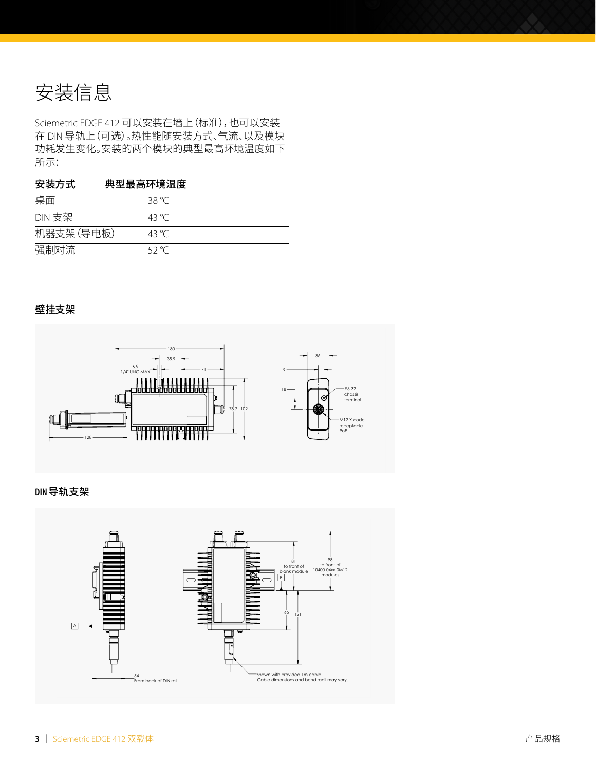# 安装信息

Sciemetric EDGE 412 可以安装在墙上（标准），也可以安装在 DIN 导轨上（可选）。热性能随安装方式、气流、以及模块功耗发生变化。安装的两个模块的典型最高环境温度如下所示：

| 安装方式 | 典型最高环境温度 |
| --- | --- |
| 桌面 | 38 °C |
| DIN 支架 | 43 °C |
| 机器支架（导电板） | 43 °C |
| 强制对流 | 52 °C |

### 壁挂支架

### DIN 导轨支架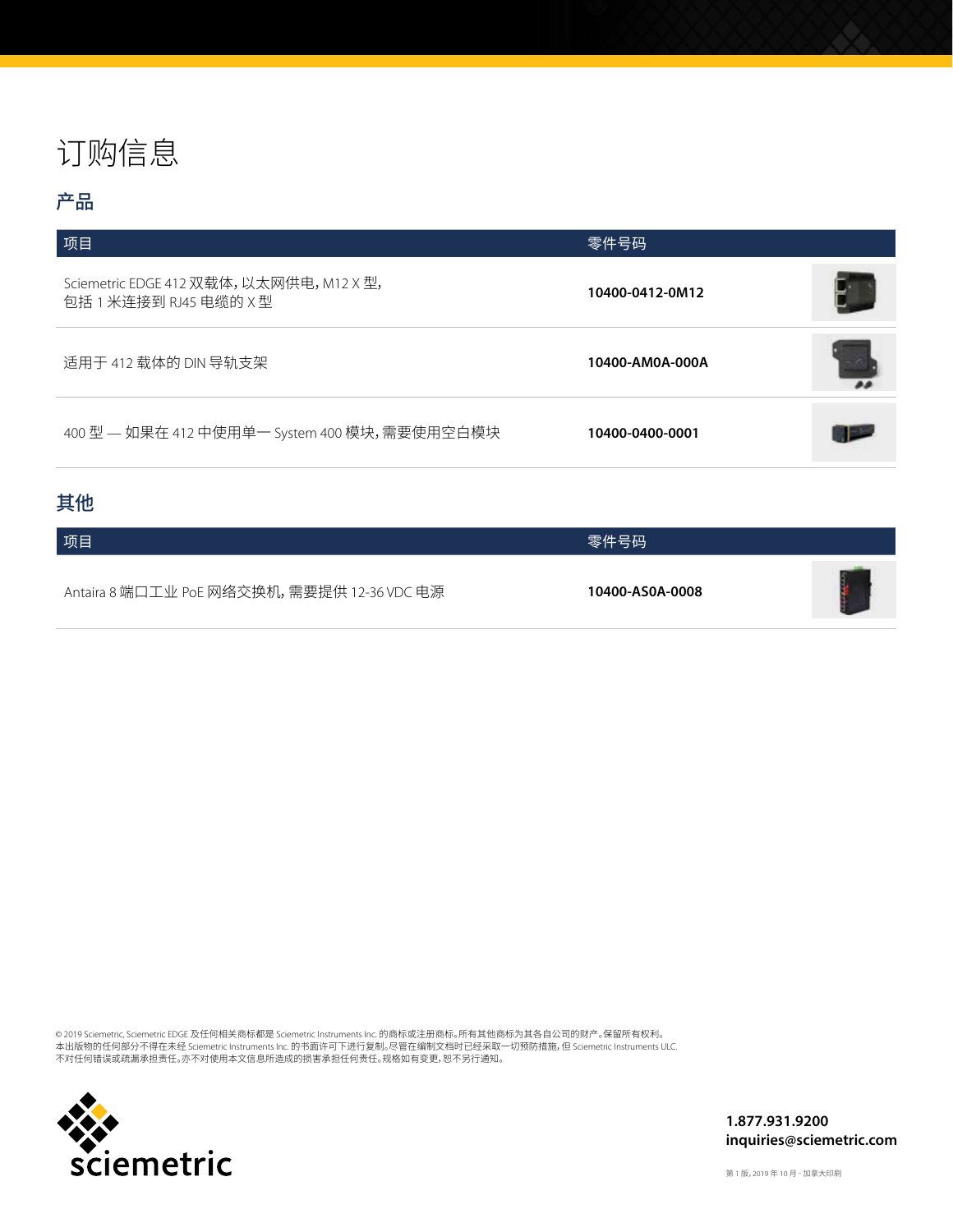# 订购信息

## 产品

| 项目 | 零件号码 |
| --- | --- |
| Sciemetric EDGE 412 双载体，以太网供电，M12 X 型，包括 1 米连接到 RJ45 电缆的 X 型 | **10400-0412-0M12** |
| 适用于 412 载体的 DIN 导轨支架 | **10400-AM0A-000A** |
| 400 型 — 如果在 412 中使用单一 System 400 模块，需要使用空白模块 | **10400-0400-0001** |

## 其他

| 项目 | 零件号码 |
| --- | --- |
| Antaira 8 端口工业 PoE 网络交换机，需要提供 12-36 VDC 电源 | **10400-AS0A-0008** |

© 2019 Sciemetric, Sciemetric EDGE 及任何相关商标都是 Sciemetric Instruments Inc. 的商标或注册商标。所有其他商标为其各自公司的财产。保留所有权利。
本出版物的任何部分不得在未经 Sciemetric Instruments Inc. 的书面许可下进行复制。尽管在编制文档时已经采取一切预防措施，但 Sciemetric Instruments ULC.
不对任何错误或疏漏承担责任。亦不对使用本文信息所造成的损害承担任何责任。规格如有变更，恕不另行通知。

sciemetric

**1.877.931.9200**
**inquiries@sciemetric.com**

第 1 版，2019 年 10 月 - 加拿大印刷